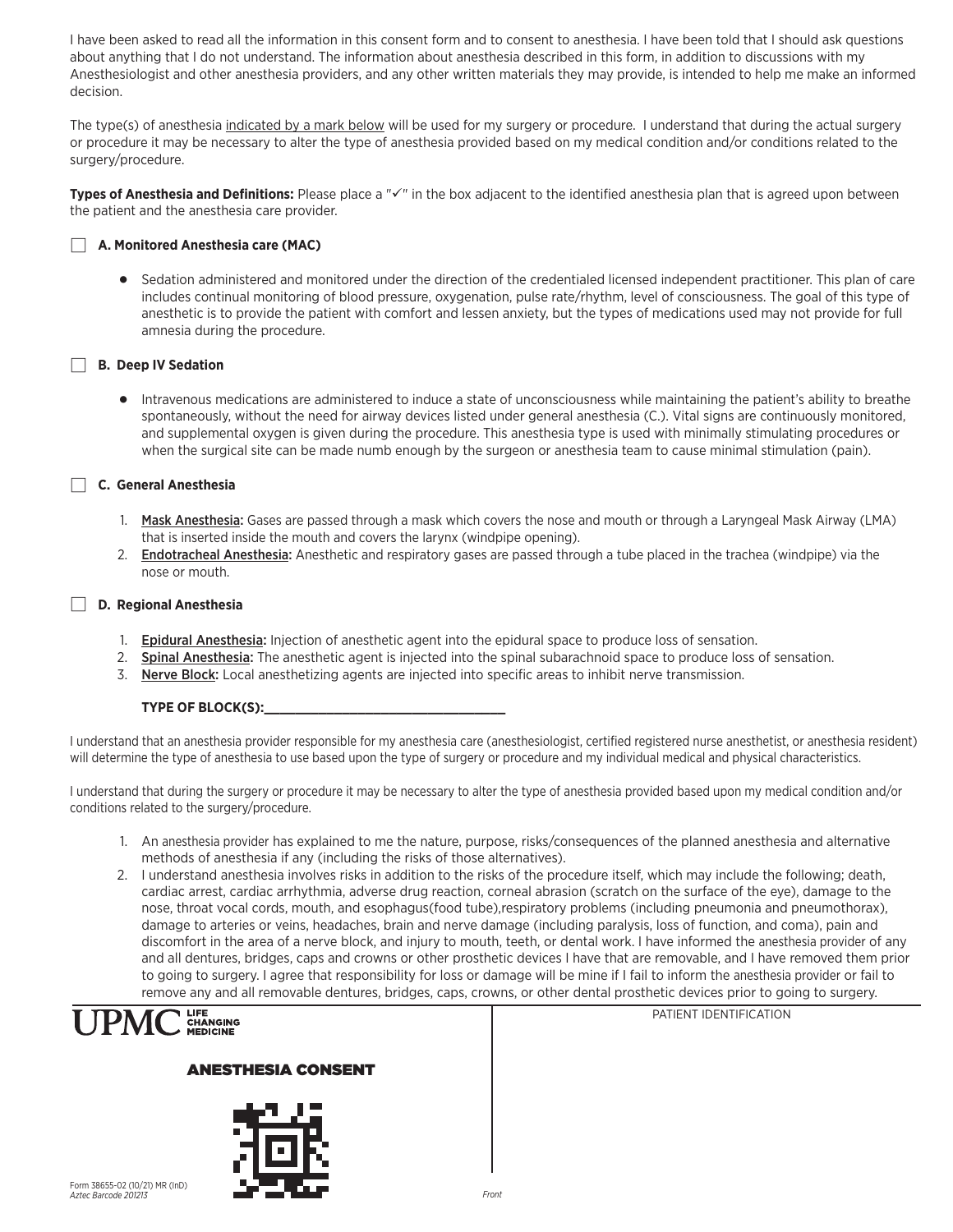I have been asked to read all the information in this consent form and to consent to anesthesia. I have been told that I should ask questions about anything that I do not understand. The information about anesthesia described in this form, in addition to discussions with my Anesthesiologist and other anesthesia providers, and any other written materials they may provide, is intended to help me make an informed decision.

The type(s) of anesthesia indicated by a mark below will be used for my surgery or procedure. I understand that during the actual surgery or procedure it may be necessary to alter the type of anesthesia provided based on my medical condition and/or conditions related to the surgery/procedure.

**Types of Anesthesia and Definitions:** Please place a "✓" in the box adjacent to the identified anesthesia plan that is agreed upon between the patient and the anesthesia care provider.

☐ **A. Monitored Anesthesia care (MAC)**

- Sedation administered and monitored under the direction of the credentialed licensed independent practitioner. This plan of care includes continual monitoring of blood pressure, oxygenation, pulse rate/rhythm, level of consciousness. The goal of this type of anesthetic is to provide the patient with comfort and lessen anxiety, but the types of medications used may not provide for full amnesia during the procedure.

☐ **B. Deep IV Sedation**

- Intravenous medications are administered to induce a state of unconsciousness while maintaining the patient's ability to breathe spontaneously, without the need for airway devices listed under general anesthesia (C.). Vital signs are continuously monitored, and supplemental oxygen is given during the procedure. This anesthesia type is used with minimally stimulating procedures or when the surgical site can be made numb enough by the surgeon or anesthesia team to cause minimal stimulation (pain).

☐ **C. General Anesthesia**

1. **Mask Anesthesia:** Gases are passed through a mask which covers the nose and mouth or through a Laryngeal Mask Airway (LMA) that is inserted inside the mouth and covers the larynx (windpipe opening).
2. **Endotracheal Anesthesia:** Anesthetic and respiratory gases are passed through a tube placed in the trachea (windpipe) via the nose or mouth.

☐ **D. Regional Anesthesia**

1. **Epidural Anesthesia:** Injection of anesthetic agent into the epidural space to produce loss of sensation.
2. **Spinal Anesthesia:** The anesthetic agent is injected into the spinal subarachnoid space to produce loss of sensation.
3. **Nerve Block:** Local anesthetizing agents are injected into specific areas to inhibit nerve transmission.

**TYPE OF BLOCK(S):**\_\_\_\_\_\_\_\_\_\_\_\_\_\_\_\_\_\_\_\_\_\_\_\_\_\_\_\_\_\_

I understand that an anesthesia provider responsible for my anesthesia care (anesthesiologist, certified registered nurse anesthetist, or anesthesia resident) will determine the type of anesthesia to use based upon the type of surgery or procedure and my individual medical and physical characteristics.

I understand that during the surgery or procedure it may be necessary to alter the type of anesthesia provided based upon my medical condition and/or conditions related to the surgery/procedure.

1. An anesthesia provider has explained to me the nature, purpose, risks/consequences of the planned anesthesia and alternative methods of anesthesia if any (including the risks of those alternatives).
2. I understand anesthesia involves risks in addition to the risks of the procedure itself, which may include the following; death, cardiac arrest, cardiac arrhythmia, adverse drug reaction, corneal abrasion (scratch on the surface of the eye), damage to the nose, throat vocal cords, mouth, and esophagus(food tube),respiratory problems (including pneumonia and pneumothorax), damage to arteries or veins, headaches, brain and nerve damage (including paralysis, loss of function, and coma), pain and discomfort in the area of a nerve block, and injury to mouth, teeth, or dental work. I have informed the anesthesia provider of any and all dentures, bridges, caps and crowns or other prosthetic devices I have that are removable, and I have removed them prior to going to surgery. I agree that responsibility for loss or damage will be mine if I fail to inform the anesthesia provider or fail to remove any and all removable dentures, bridges, caps, crowns, or other dental prosthetic devices prior to going to surgery.

UPMC LIFE CHANGING MEDICINE

**ANESTHESIA CONSENT**

PATIENT IDENTIFICATION

Form 38655-02 (10/21) MR (InD)
*Aztec Barcode 201213*

*Front*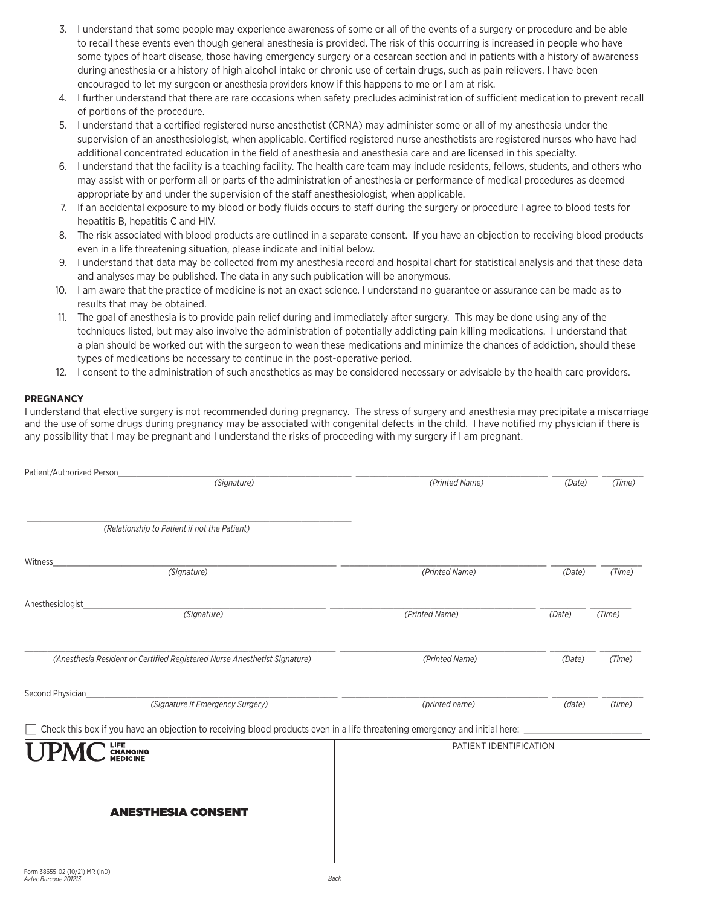3. I understand that some people may experience awareness of some or all of the events of a surgery or procedure and be able to recall these events even though general anesthesia is provided. The risk of this occurring is increased in people who have some types of heart disease, those having emergency surgery or a cesarean section and in patients with a history of awareness during anesthesia or a history of high alcohol intake or chronic use of certain drugs, such as pain relievers. I have been encouraged to let my surgeon or anesthesia providers know if this happens to me or I am at risk.
4. I further understand that there are rare occasions when safety precludes administration of sufficient medication to prevent recall of portions of the procedure.
5. I understand that a certified registered nurse anesthetist (CRNA) may administer some or all of my anesthesia under the supervision of an anesthesiologist, when applicable. Certified registered nurse anesthetists are registered nurses who have had additional concentrated education in the field of anesthesia and anesthesia care and are licensed in this specialty.
6. I understand that the facility is a teaching facility. The health care team may include residents, fellows, students, and others who may assist with or perform all or parts of the administration of anesthesia or performance of medical procedures as deemed appropriate by and under the supervision of the staff anesthesiologist, when applicable.
7. If an accidental exposure to my blood or body fluids occurs to staff during the surgery or procedure I agree to blood tests for hepatitis B, hepatitis C and HIV.
8. The risk associated with blood products are outlined in a separate consent. If you have an objection to receiving blood products even in a life threatening situation, please indicate and initial below.
9. I understand that data may be collected from my anesthesia record and hospital chart for statistical analysis and that these data and analyses may be published. The data in any such publication will be anonymous.
10. I am aware that the practice of medicine is not an exact science. I understand no guarantee or assurance can be made as to results that may be obtained.
11. The goal of anesthesia is to provide pain relief during and immediately after surgery. This may be done using any of the techniques listed, but may also involve the administration of potentially addicting pain killing medications. I understand that a plan should be worked out with the surgeon to wean these medications and minimize the chances of addiction, should these types of medications be necessary to continue in the post-operative period.
12. I consent to the administration of such anesthetics as may be considered necessary or advisable by the health care providers.

**PREGNANCY**

I understand that elective surgery is not recommended during pregnancy. The stress of surgery and anesthesia may precipitate a miscarriage and the use of some drugs during pregnancy may be associated with congenital defects in the child. I have notified my physician if there is any possibility that I may be pregnant and I understand the risks of proceeding with my surgery if I am pregnant.

Patient/Authorized Person_______________________ _______________________ __________ __________
*(Signature)* *(Printed Name)* *(Date)* *(Time)*

_______________________
*(Relationship to Patient if not the Patient)*

Witness_______________________ _______________________ __________ __________
*(Signature)* *(Printed Name)* *(Date)* *(Time)*

Anesthesiologist_______________________ _______________________ __________ __________
*(Signature)* *(Printed Name)* *(Date)* *(Time)*

_______________________ _______________________ __________ __________
*(Anesthesia Resident or Certified Registered Nurse Anesthetist Signature)* *(Printed Name)* *(Date)* *(Time)*

Second Physician_______________________ _______________________ __________ __________
*(Signature if Emergency Surgery)* *(printed name)* *(date)* *(time)*

☐ Check this box if you have an objection to receiving blood products even in a life threatening emergency and initial here: _______________

UPMC LIFE CHANGING MEDICINE

PATIENT IDENTIFICATION

**ANESTHESIA CONSENT**

Form 38655-02 (10/21) MR (InD)
*Aztec Barcode 201213*

*Back*